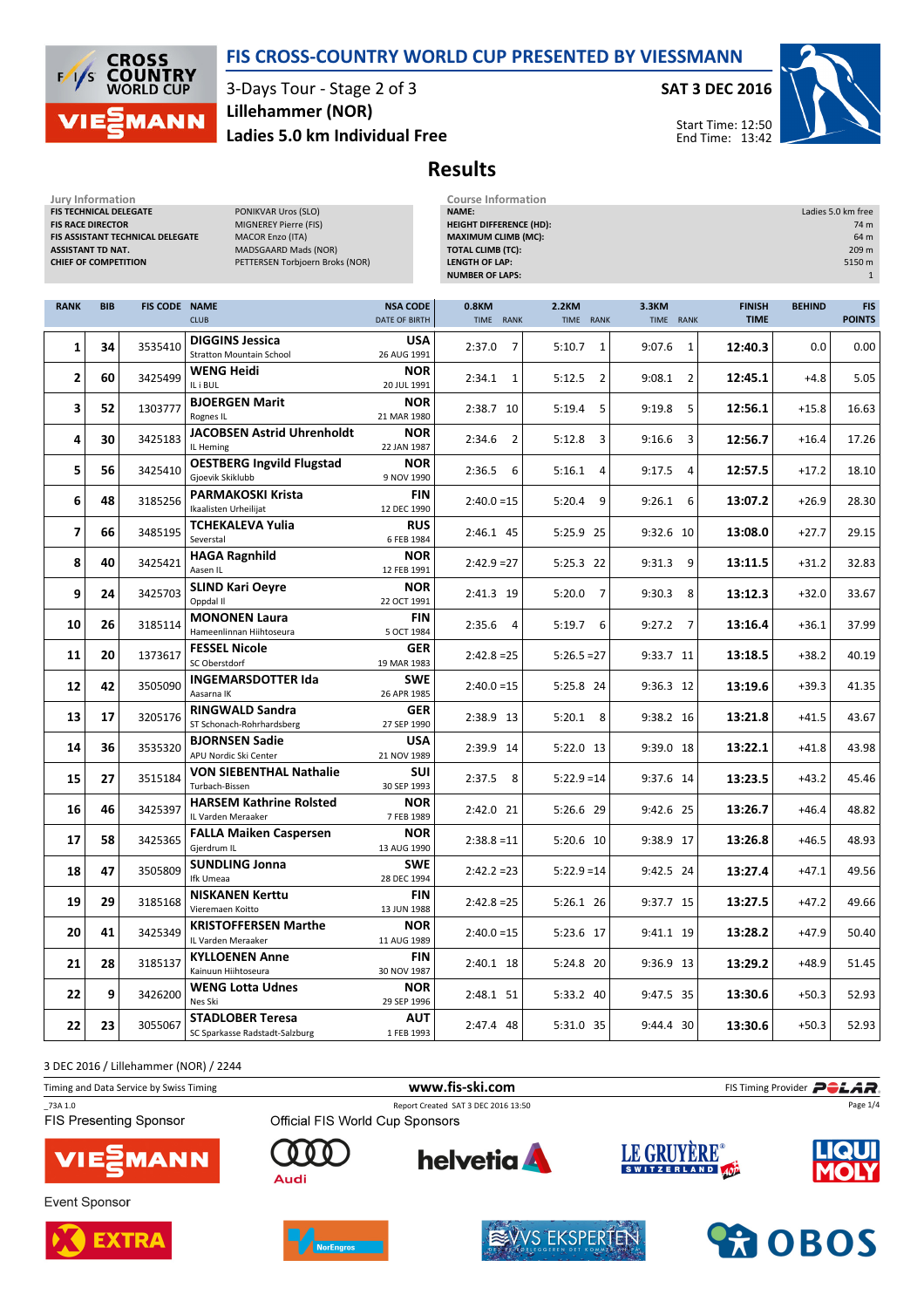# FIS CROSS-COUNTRY WORLD CUP PRESENTED BY VIESSMANN

3-Days Tour - Stage 2 of 3

**Lillehammer (NOR)**

**Ladies 5.0 km Individual Free**

**SAT 3 DEC 2016**

Start Time: 12:50
End Time: 13:42

## Results

**Jury Information**

| | |
|---|---|
| FIS TECHNICAL DELEGATE | PONIKVAR Uros (SLO) |
| FIS RACE DIRECTOR | MIGNEREY Pierre (FIS) |
| FIS ASSISTANT TECHNICAL DELEGATE | MACOR Enzo (ITA) |
| ASSISTANT TD NAT. | MADSGAARD Mads (NOR) |
| CHIEF OF COMPETITION | PETTERSEN Torbjoern Broks (NOR) |

**Course Information**

| | |
|---|---|
| NAME: | Ladies 5.0 km free |
| HEIGHT DIFFERENCE (HD): | 74 m |
| MAXIMUM CLIMB (MC): | 64 m |
| TOTAL CLIMB (TC): | 209 m |
| LENGTH OF LAP: | 5150 m |
| NUMBER OF LAPS: | 1 |

| RANK | BIB | FIS CODE | NAME / CLUB | NSA CODE / DATE OF BIRTH | 0.8KM TIME | RANK | 2.2KM TIME | RANK | 3.3KM TIME | RANK | FINISH TIME | BEHIND | FIS POINTS |
|---|---|---|---|---|---|---|---|---|---|---|---|---|---|
| 1 | 34 | 3535410 | **DIGGINS Jessica** Stratton Mountain School | **USA** 26 AUG 1991 | 2:37.0 | 7 | 5:10.7 | 1 | 9:07.6 | 1 | **12:40.3** | 0.0 | 0.00 |
| 2 | 60 | 3425499 | **WENG Heidi** IL i BUL | **NOR** 20 JUL 1991 | 2:34.1 | 1 | 5:12.5 | 2 | 9:08.1 | 2 | **12:45.1** | +4.8 | 5.05 |
| 3 | 52 | 1303777 | **BJOERGEN Marit** Rognes IL | **NOR** 21 MAR 1980 | 2:38.7 | 10 | 5:19.4 | 5 | 9:19.8 | 5 | **12:56.1** | +15.8 | 16.63 |
| 4 | 30 | 3425183 | **JACOBSEN Astrid Uhrenholdt** IL Heming | **NOR** 22 JAN 1987 | 2:34.6 | 2 | 5:12.8 | 3 | 9:16.6 | 3 | **12:56.7** | +16.4 | 17.26 |
| 5 | 56 | 3425410 | **OESTBERG Ingvild Flugstad** Gjoevik Skiklubb | **NOR** 9 NOV 1990 | 2:36.5 | 6 | 5:16.1 | 4 | 9:17.5 | 4 | **12:57.5** | +17.2 | 18.10 |
| 6 | 48 | 3185256 | **PARMAKOSKI Krista** Ikaalisten Urheilijat | **FIN** 12 DEC 1990 | 2:40.0 | =15 | 5:20.4 | 9 | 9:26.1 | 6 | **13:07.2** | +26.9 | 28.30 |
| 7 | 66 | 3485195 | **TCHEKALEVA Yulia** Severstal | **RUS** 6 FEB 1984 | 2:46.1 | 45 | 5:25.9 | 25 | 9:32.6 | 10 | **13:08.0** | +27.7 | 29.15 |
| 8 | 40 | 3425421 | **HAGA Ragnhild** Aasen IL | **NOR** 12 FEB 1991 | 2:42.9 | =27 | 5:25.3 | 22 | 9:31.3 | 9 | **13:11.5** | +31.2 | 32.83 |
| 9 | 24 | 3425703 | **SLIND Kari Oeyre** Oppdal Il | **NOR** 22 OCT 1991 | 2:41.3 | 19 | 5:20.0 | 7 | 9:30.3 | 8 | **13:12.3** | +32.0 | 33.67 |
| 10 | 26 | 3185114 | **MONONEN Laura** Hameenlinnan Hiihtoseura | **FIN** 5 OCT 1984 | 2:35.6 | 4 | 5:19.7 | 6 | 9:27.2 | 7 | **13:16.4** | +36.1 | 37.99 |
| 11 | 20 | 1373617 | **FESSEL Nicole** SC Oberstdorf | **GER** 19 MAR 1983 | 2:42.8 | =25 | 5:26.5 | =27 | 9:33.7 | 11 | **13:18.5** | +38.2 | 40.19 |
| 12 | 42 | 3505090 | **INGEMARSDOTTER Ida** Aasarna IK | **SWE** 26 APR 1985 | 2:40.0 | =15 | 5:25.8 | 24 | 9:36.3 | 12 | **13:19.6** | +39.3 | 41.35 |
| 13 | 17 | 3205176 | **RINGWALD Sandra** ST Schonach-Rohrhardsberg | **GER** 27 SEP 1990 | 2:38.9 | 13 | 5:20.1 | 8 | 9:38.2 | 16 | **13:21.8** | +41.5 | 43.67 |
| 14 | 36 | 3535320 | **BJORNSEN Sadie** APU Nordic Ski Center | **USA** 21 NOV 1989 | 2:39.9 | 14 | 5:22.0 | 13 | 9:39.0 | 18 | **13:22.1** | +41.8 | 43.98 |
| 15 | 27 | 3515184 | **VON SIEBENTHAL Nathalie** Turbach-Bissen | **SUI** 30 SEP 1993 | 2:37.5 | 8 | 5:22.9 | =14 | 9:37.6 | 14 | **13:23.5** | +43.2 | 45.46 |
| 16 | 46 | 3425397 | **HARSEM Kathrine Rolsted** IL Varden Meraaker | **NOR** 7 FEB 1989 | 2:42.0 | 21 | 5:26.6 | 29 | 9:42.6 | 25 | **13:26.7** | +46.4 | 48.82 |
| 17 | 58 | 3425365 | **FALLA Maiken Caspersen** Gjerdrum IL | **NOR** 13 AUG 1990 | 2:38.8 | =11 | 5:20.6 | 10 | 9:38.9 | 17 | **13:26.8** | +46.5 | 48.93 |
| 18 | 47 | 3505809 | **SUNDLING Jonna** Ifk Umeaa | **SWE** 28 DEC 1994 | 2:42.2 | =23 | 5:22.9 | =14 | 9:42.5 | 24 | **13:27.4** | +47.1 | 49.56 |
| 19 | 29 | 3185168 | **NISKANEN Kerttu** Vieremaen Koitto | **FIN** 13 JUN 1988 | 2:42.8 | =25 | 5:26.1 | 26 | 9:37.7 | 15 | **13:27.5** | +47.2 | 49.66 |
| 20 | 41 | 3425349 | **KRISTOFFERSEN Marthe** IL Varden Meraaker | **NOR** 11 AUG 1989 | 2:40.0 | =15 | 5:23.6 | 17 | 9:41.1 | 19 | **13:28.2** | +47.9 | 50.40 |
| 21 | 28 | 3185137 | **KYLLOENEN Anne** Kainuun Hiihtoseura | **FIN** 30 NOV 1987 | 2:40.1 | 18 | 5:24.8 | 20 | 9:36.9 | 13 | **13:29.2** | +48.9 | 51.45 |
| 22 | 9 | 3426200 | **WENG Lotta Udnes** Nes Ski | **NOR** 29 SEP 1996 | 2:48.1 | 51 | 5:33.2 | 40 | 9:47.5 | 35 | **13:30.6** | +50.3 | 52.93 |
| 22 | 23 | 3055067 | **STADLOBER Teresa** SC Sparkasse Radstadt-Salzburg | **AUT** 1 FEB 1993 | 2:47.4 | 48 | 5:31.0 | 35 | 9:44.4 | 30 | **13:30.6** | +50.3 | 52.93 |

3 DEC 2016 / Lillehammer (NOR) / 2244

Timing and Data Service by Swiss Timing — www.fis-ski.com — FIS Timing Provider POLAR

_73A 1.0 — Report Created SAT 3 DEC 2016 13:50

FIS Presenting Sponsor: VIESSMANN

Official FIS World Cup Sponsors: Audi, helvetia, LE GRUYÈRE SWITZERLAND AOP, LIQUI MOLY

Event Sponsor: EXTRA, NorEngros, VVS EKSPERTEN, OBOS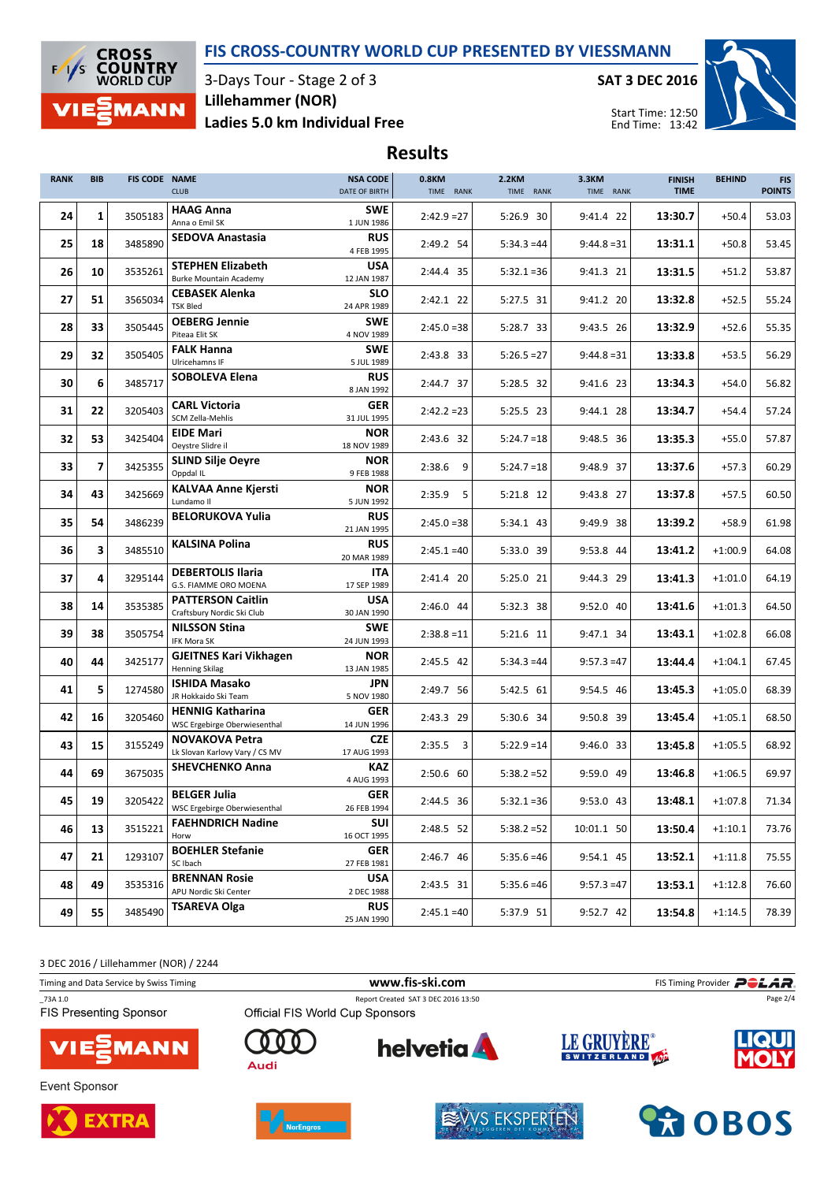# FIS CROSS-COUNTRY WORLD CUP PRESENTED BY VIESSMANN

3-Days Tour - Stage 2 of 3

Lillehammer (NOR)

Ladies 5.0 km Individual Free

SAT 3 DEC 2016

Start Time: 12:50
End Time: 13:42

## Results

| RANK | BIB | FIS CODE | NAME / CLUB | NSA CODE / DATE OF BIRTH | 0.8KM TIME | RANK | 2.2KM TIME | RANK | 3.3KM TIME | RANK | FINISH TIME | BEHIND | FIS POINTS |
|---|---|---|---|---|---|---|---|---|---|---|---|---|---|
| 24 | 1 | 3505183 | **HAAG Anna** Anna o Emil SK | SWE 1 JUN 1986 | 2:42.9 | =27 | 5:26.9 | 30 | 9:41.4 | 22 | **13:30.7** | +50.4 | 53.03 |
| 25 | 18 | 3485890 | **SEDOVA Anastasia** | RUS 4 FEB 1995 | 2:49.2 | 54 | 5:34.3 | =44 | 9:44.8 | =31 | **13:31.1** | +50.8 | 53.45 |
| 26 | 10 | 3535261 | **STEPHEN Elizabeth** Burke Mountain Academy | USA 12 JAN 1987 | 2:44.4 | 35 | 5:32.1 | =36 | 9:41.3 | 21 | **13:31.5** | +51.2 | 53.87 |
| 27 | 51 | 3565034 | **CEBASEK Alenka** TSK Bled | SLO 24 APR 1989 | 2:42.1 | 22 | 5:27.5 | 31 | 9:41.2 | 20 | **13:32.8** | +52.5 | 55.24 |
| 28 | 33 | 3505445 | **OEBERG Jennie** Piteaa Elit SK | SWE 4 NOV 1989 | 2:45.0 | =38 | 5:28.7 | 33 | 9:43.5 | 26 | **13:32.9** | +52.6 | 55.35 |
| 29 | 32 | 3505405 | **FALK Hanna** Ulricehamns IF | SWE 5 JUL 1989 | 2:43.8 | 33 | 5:26.5 | =27 | 9:44.8 | =31 | **13:33.8** | +53.5 | 56.29 |
| 30 | 6 | 3485717 | **SOBOLEVA Elena** | RUS 8 JAN 1992 | 2:44.7 | 37 | 5:28.5 | 32 | 9:41.6 | 23 | **13:34.3** | +54.0 | 56.82 |
| 31 | 22 | 3205403 | **CARL Victoria** SCM Zella-Mehlis | GER 31 JUL 1995 | 2:42.2 | =23 | 5:25.5 | 23 | 9:44.1 | 28 | **13:34.7** | +54.4 | 57.24 |
| 32 | 53 | 3425404 | **EIDE Mari** Oeystre Slidre il | NOR 18 NOV 1989 | 2:43.6 | 32 | 5:24.7 | =18 | 9:48.5 | 36 | **13:35.3** | +55.0 | 57.87 |
| 33 | 7 | 3425355 | **SLIND Silje Oeyre** Oppdal IL | NOR 9 FEB 1988 | 2:38.6 | 9 | 5:24.7 | =18 | 9:48.9 | 37 | **13:37.6** | +57.3 | 60.29 |
| 34 | 43 | 3425669 | **KALVAA Anne Kjersti** Lundamo Il | NOR 5 JUN 1992 | 2:35.9 | 5 | 5:21.8 | 12 | 9:43.8 | 27 | **13:37.8** | +57.5 | 60.50 |
| 35 | 54 | 3486239 | **BELORUKOVA Yulia** | RUS 21 JAN 1995 | 2:45.0 | =38 | 5:34.1 | 43 | 9:49.9 | 38 | **13:39.2** | +58.9 | 61.98 |
| 36 | 3 | 3485510 | **KALSINA Polina** | RUS 20 MAR 1989 | 2:45.1 | =40 | 5:33.0 | 39 | 9:53.8 | 44 | **13:41.2** | +1:00.9 | 64.08 |
| 37 | 4 | 3295144 | **DEBERTOLIS Ilaria** G.S. FIAMME ORO MOENA | ITA 17 SEP 1989 | 2:41.4 | 20 | 5:25.0 | 21 | 9:44.3 | 29 | **13:41.3** | +1:01.0 | 64.19 |
| 38 | 14 | 3535385 | **PATTERSON Caitlin** Craftsbury Nordic Ski Club | USA 30 JAN 1990 | 2:46.0 | 44 | 5:32.3 | 38 | 9:52.0 | 40 | **13:41.6** | +1:01.3 | 64.50 |
| 39 | 38 | 3505754 | **NILSSON Stina** IFK Mora SK | SWE 24 JUN 1993 | 2:38.8 | =11 | 5:21.6 | 11 | 9:47.1 | 34 | **13:43.1** | +1:02.8 | 66.08 |
| 40 | 44 | 3425177 | **GJEITNES Kari Vikhagen** Henning Skilag | NOR 13 JAN 1985 | 2:45.5 | 42 | 5:34.3 | =44 | 9:57.3 | =47 | **13:44.4** | +1:04.1 | 67.45 |
| 41 | 5 | 1274580 | **ISHIDA Masako** JR Hokkaido Ski Team | JPN 5 NOV 1980 | 2:49.7 | 56 | 5:42.5 | 61 | 9:54.5 | 46 | **13:45.3** | +1:05.0 | 68.39 |
| 42 | 16 | 3205460 | **HENNIG Katharina** WSC Ergebirge Oberwiesenthal | GER 14 JUN 1996 | 2:43.3 | 29 | 5:30.6 | 34 | 9:50.8 | 39 | **13:45.4** | +1:05.1 | 68.50 |
| 43 | 15 | 3155249 | **NOVAKOVA Petra** Lk Slovan Karlovy Vary / CS MV | CZE 17 AUG 1993 | 2:35.5 | 3 | 5:22.9 | =14 | 9:46.0 | 33 | **13:45.8** | +1:05.5 | 68.92 |
| 44 | 69 | 3675035 | **SHEVCHENKO Anna** | KAZ 4 AUG 1993 | 2:50.6 | 60 | 5:38.2 | =52 | 9:59.0 | 49 | **13:46.8** | +1:06.5 | 69.97 |
| 45 | 19 | 3205422 | **BELGER Julia** WSC Ergebirge Oberwiesenthal | GER 26 FEB 1994 | 2:44.5 | 36 | 5:32.1 | =36 | 9:53.0 | 43 | **13:48.1** | +1:07.8 | 71.34 |
| 46 | 13 | 3515221 | **FAEHNDRICH Nadine** Horw | SUI 16 OCT 1995 | 2:48.5 | 52 | 5:38.2 | =52 | 10:01.1 | 50 | **13:50.4** | +1:10.1 | 73.76 |
| 47 | 21 | 1293107 | **BOEHLER Stefanie** SC Ibach | GER 27 FEB 1981 | 2:46.7 | 46 | 5:35.6 | =46 | 9:54.1 | 45 | **13:52.1** | +1:11.8 | 75.55 |
| 48 | 49 | 3535316 | **BRENNAN Rosie** APU Nordic Ski Center | USA 2 DEC 1988 | 2:43.5 | 31 | 5:35.6 | =46 | 9:57.3 | =47 | **13:53.1** | +1:12.8 | 76.60 |
| 49 | 55 | 3485490 | **TSAREVA Olga** | RUS 25 JAN 1990 | 2:45.1 | =40 | 5:37.9 | 51 | 9:52.7 | 42 | **13:54.8** | +1:14.5 | 78.39 |

3 DEC 2016 / Lillehammer (NOR) / 2244

Timing and Data Service by Swiss Timing — www.fis-ski.com — FIS Timing Provider POLAR

_73A 1.0 — Report Created SAT 3 DEC 2016 13:50

FIS Presenting Sponsor — Official FIS World Cup Sponsors

Event Sponsor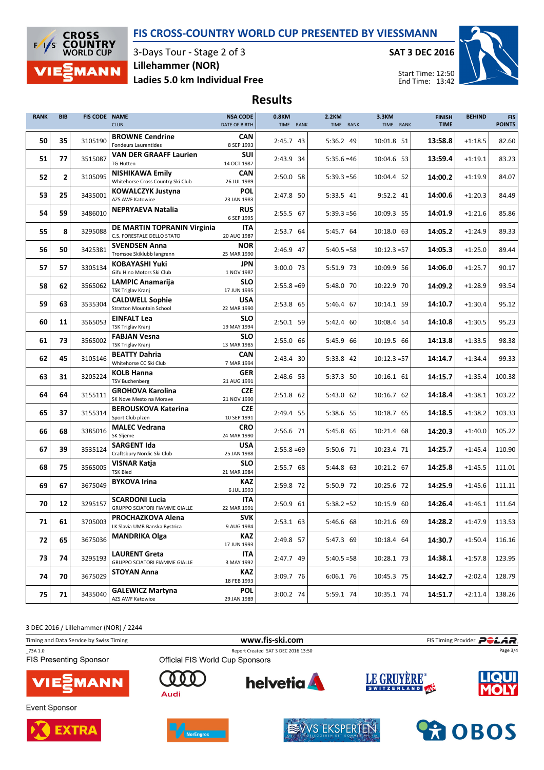# FIS CROSS-COUNTRY WORLD CUP PRESENTED BY VIESSMANN

3-Days Tour - Stage 2 of 3
**Lillehammer (NOR)**
**Ladies 5.0 km Individual Free**

**SAT 3 DEC 2016**

Start Time: 12:50
End Time: 13:42

## Results

| RANK | BIB | FIS CODE | NAME / CLUB | NSA CODE / DATE OF BIRTH | 0.8KM TIME | 0.8KM RANK | 2.2KM TIME | 2.2KM RANK | 3.3KM TIME | 3.3KM RANK | FINISH TIME | BEHIND | FIS POINTS |
|---|---|---|---|---|---|---|---|---|---|---|---|---|---|
| 50 | 35 | 3105190 | **BROWNE Cendrine** Fondeurs Laurentides | **CAN** 8 SEP 1993 | 2:45.7 | 43 | 5:36.2 | 49 | 10:01.8 | 51 | **13:58.8** | +1:18.5 | 82.60 |
| 51 | 77 | 3515087 | **VAN DER GRAAFF Laurien** TG Hütten | **SUI** 14 OCT 1987 | 2:43.9 | 34 | 5:35.6 | =46 | 10:04.6 | 53 | **13:59.4** | +1:19.1 | 83.23 |
| 52 | 2 | 3105095 | **NISHIKAWA Emily** Whitehorse Cross Country Ski Club | **CAN** 26 JUL 1989 | 2:50.0 | 58 | 5:39.3 | =56 | 10:04.4 | 52 | **14:00.2** | +1:19.9 | 84.07 |
| 53 | 25 | 3435001 | **KOWALCZYK Justyna** AZS AWF Katowice | **POL** 23 JAN 1983 | 2:47.8 | 50 | 5:33.5 | 41 | 9:52.2 | 41 | **14:00.6** | +1:20.3 | 84.49 |
| 54 | 59 | 3486010 | **NEPRYAEVA Natalia** | **RUS** 6 SEP 1995 | 2:55.5 | 67 | 5:39.3 | =56 | 10:09.3 | 55 | **14:01.9** | +1:21.6 | 85.86 |
| 55 | 8 | 3295088 | **DE MARTIN TOPRANIN Virginia** C.S. FORESTALE DELLO STATO | **ITA** 20 AUG 1987 | 2:53.7 | 64 | 5:45.7 | 64 | 10:18.0 | 63 | **14:05.2** | +1:24.9 | 89.33 |
| 56 | 50 | 3425381 | **SVENDSEN Anna** Tromsoe Skiklubb langrenn | **NOR** 25 MAR 1990 | 2:46.9 | 47 | 5:40.5 | =58 | 10:12.3 | =57 | **14:05.3** | +1:25.0 | 89.44 |
| 57 | 57 | 3305134 | **KOBAYASHI Yuki** Gifu Hino Motors Ski Club | **JPN** 1 NOV 1987 | 3:00.0 | 73 | 5:51.9 | 73 | 10:09.9 | 56 | **14:06.0** | +1:25.7 | 90.17 |
| 58 | 62 | 3565062 | **LAMPIC Anamarija** TSK Triglav Kranj | **SLO** 17 JUN 1995 | 2:55.8 | =69 | 5:48.0 | 70 | 10:22.9 | 70 | **14:09.2** | +1:28.9 | 93.54 |
| 59 | 63 | 3535304 | **CALDWELL Sophie** Stratton Mountain School | **USA** 22 MAR 1990 | 2:53.8 | 65 | 5:46.4 | 67 | 10:14.1 | 59 | **14:10.7** | +1:30.4 | 95.12 |
| 60 | 11 | 3565053 | **EINFALT Lea** TSK Triglav Kranj | **SLO** 19 MAY 1994 | 2:50.1 | 59 | 5:42.4 | 60 | 10:08.4 | 54 | **14:10.8** | +1:30.5 | 95.23 |
| 61 | 73 | 3565002 | **FABJAN Vesna** TSK Triglav Kranj | **SLO** 13 MAR 1985 | 2:55.0 | 66 | 5:45.9 | 66 | 10:19.5 | 66 | **14:13.8** | +1:33.5 | 98.38 |
| 62 | 45 | 3105146 | **BEATTY Dahria** Whitehorse CC Ski Club | **CAN** 7 MAR 1994 | 2:43.4 | 30 | 5:33.8 | 42 | 10:12.3 | =57 | **14:14.7** | +1:34.4 | 99.33 |
| 63 | 31 | 3205224 | **KOLB Hanna** TSV Buchenberg | **GER** 21 AUG 1991 | 2:48.6 | 53 | 5:37.3 | 50 | 10:16.1 | 61 | **14:15.7** | +1:35.4 | 100.38 |
| 64 | 64 | 3155111 | **GROHOVA Karolina** SK Nove Mesto na Morave | **CZE** 21 NOV 1990 | 2:51.8 | 62 | 5:43.0 | 62 | 10:16.7 | 62 | **14:18.4** | +1:38.1 | 103.22 |
| 65 | 37 | 3155314 | **BEROUSKOVA Katerina** Sport Club plzen | **CZE** 10 SEP 1991 | 2:49.4 | 55 | 5:38.6 | 55 | 10:18.7 | 65 | **14:18.5** | +1:38.2 | 103.33 |
| 66 | 68 | 3385016 | **MALEC Vedrana** SK Sljeme | **CRO** 24 MAR 1990 | 2:56.6 | 71 | 5:45.8 | 65 | 10:21.4 | 68 | **14:20.3** | +1:40.0 | 105.22 |
| 67 | 39 | 3535124 | **SARGENT Ida** Craftsbury Nordic Ski Club | **USA** 25 JAN 1988 | 2:55.8 | =69 | 5:50.6 | 71 | 10:23.4 | 71 | **14:25.7** | +1:45.4 | 110.90 |
| 68 | 75 | 3565005 | **VISNAR Katja** TSK Bled | **SLO** 21 MAR 1984 | 2:55.7 | 68 | 5:44.8 | 63 | 10:21.2 | 67 | **14:25.8** | +1:45.5 | 111.01 |
| 69 | 67 | 3675049 | **BYKOVA Irina** | **KAZ** 6 JUL 1993 | 2:59.8 | 72 | 5:50.9 | 72 | 10:25.6 | 72 | **14:25.9** | +1:45.6 | 111.11 |
| 70 | 12 | 3295157 | **SCARDONI Lucia** GRUPPO SCIATORI FIAMME GIALLE | **ITA** 22 MAR 1991 | 2:50.9 | 61 | 5:38.2 | =52 | 10:15.9 | 60 | **14:26.4** | +1:46.1 | 111.64 |
| 71 | 61 | 3705003 | **PROCHAZKOVA Alena** LK Slavia UMB Banska Bystrica | **SVK** 9 AUG 1984 | 2:53.1 | 63 | 5:46.6 | 68 | 10:21.6 | 69 | **14:28.2** | +1:47.9 | 113.53 |
| 72 | 65 | 3675036 | **MANDRIKA Olga** | **KAZ** 17 JUN 1993 | 2:49.8 | 57 | 5:47.3 | 69 | 10:18.4 | 64 | **14:30.7** | +1:50.4 | 116.16 |
| 73 | 74 | 3295193 | **LAURENT Greta** GRUPPO SCIATORI FIAMME GIALLE | **ITA** 3 MAY 1992 | 2:47.7 | 49 | 5:40.5 | =58 | 10:28.1 | 73 | **14:38.1** | +1:57.8 | 123.95 |
| 74 | 70 | 3675029 | **STOYAN Anna** | **KAZ** 18 FEB 1993 | 3:09.7 | 76 | 6:06.1 | 76 | 10:45.3 | 75 | **14:42.7** | +2:02.4 | 128.79 |
| 75 | 71 | 3435040 | **GALEWICZ Martyna** AZS AWF Katowice | **POL** 29 JAN 1989 | 3:00.2 | 74 | 5:59.1 | 74 | 10:35.1 | 74 | **14:51.7** | +2:11.4 | 138.26 |

3 DEC 2016 / Lillehammer (NOR) / 2244

Timing and Data Service by Swiss Timing — www.fis-ski.com — FIS Timing Provider POLAR

_73A 1.0 — Report Created SAT 3 DEC 2016 13:50

FIS Presenting Sponsor — Official FIS World Cup Sponsors

Event Sponsor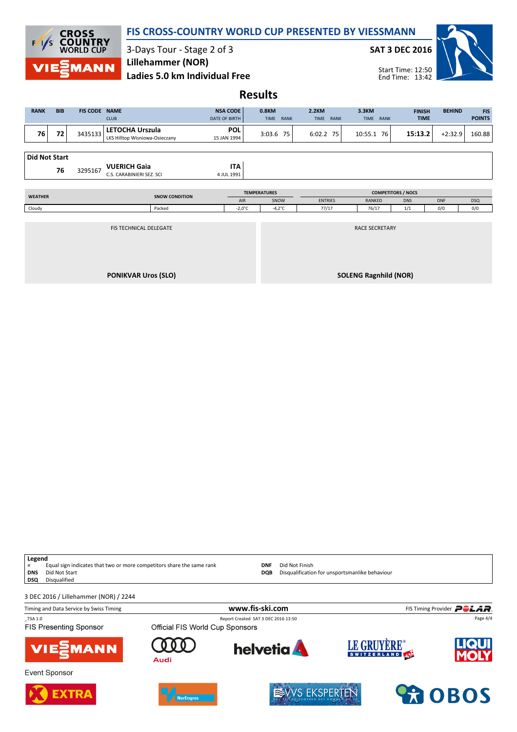# FIS CROSS-COUNTRY WORLD CUP PRESENTED BY VIESSMANN

3-Days Tour - Stage 2 of 3

Lillehammer (NOR)

Ladies 5.0 km Individual Free

SAT 3 DEC 2016

Start Time: 12:50
End Time: 13:42

## Results

| RANK | BIB | FIS CODE | NAME / CLUB | NSA CODE / DATE OF BIRTH | 0.8KM TIME | 0.8KM RANK | 2.2KM TIME | 2.2KM RANK | 3.3KM TIME | 3.3KM RANK | FINISH TIME | BEHIND | FIS POINTS |
|---|---|---|---|---|---|---|---|---|---|---|---|---|---|
| 76 | 72 | 3435133 | **LETOCHA Urszula** LKS Hilltop Wisniowa-Osieczany | **POL** 15 JAN 1994 | 3:03.6 | 75 | 6:02.2 | 75 | 10:55.1 | 76 | **15:13.2** | +2:32.9 | 160.88 |

### Did Not Start

| | BIB | FIS CODE | NAME / CLUB | NSA CODE / DATE OF BIRTH |
|---|---|---|---|---|
| | 76 | 3295167 | **VUERICH Gaia** C.S. CARABINIERI SEZ. SCI | **ITA** 4 JUL 1991 |

| WEATHER | SNOW CONDITION | TEMPERATURES AIR | TEMPERATURES SNOW | ENTRIES | RANKED | DNS | DNF | DSQ |
|---|---|---|---|---|---|---|---|---|
| Cloudy | Packed | -2,0°C | -4,2°C | 77/17 | 76/17 | 1/1 | 0/0 | 0/0 |

| FIS TECHNICAL DELEGATE | RACE SECRETARY |
|---|---|
| **PONIKVAR Uros (SLO)** | **SOLENG Ragnhild (NOR)** |

**Legend**

- = Equal sign indicates that two or more competitors share the same rank
- DNS Did Not Start
- DSQ Disqualified
- DNF Did Not Finish
- DQB Disqualification for unsportsmanlike behaviour

3 DEC 2016 / Lillehammer (NOR) / 2244

Timing and Data Service by Swiss Timing — www.fis-ski.com — FIS Timing Provider POLAR

_73A 1.0 — Report Created SAT 3 DEC 2016 13:50

FIS Presenting Sponsor: VIESSMANN

Official FIS World Cup Sponsors: Audi, helvetia, LE GRUYÈRE SWITZERLAND AOP, LIQUI MOLY

Event Sponsor: EXTRA, NorEngros, VVS EKSPERTEN, OBOS